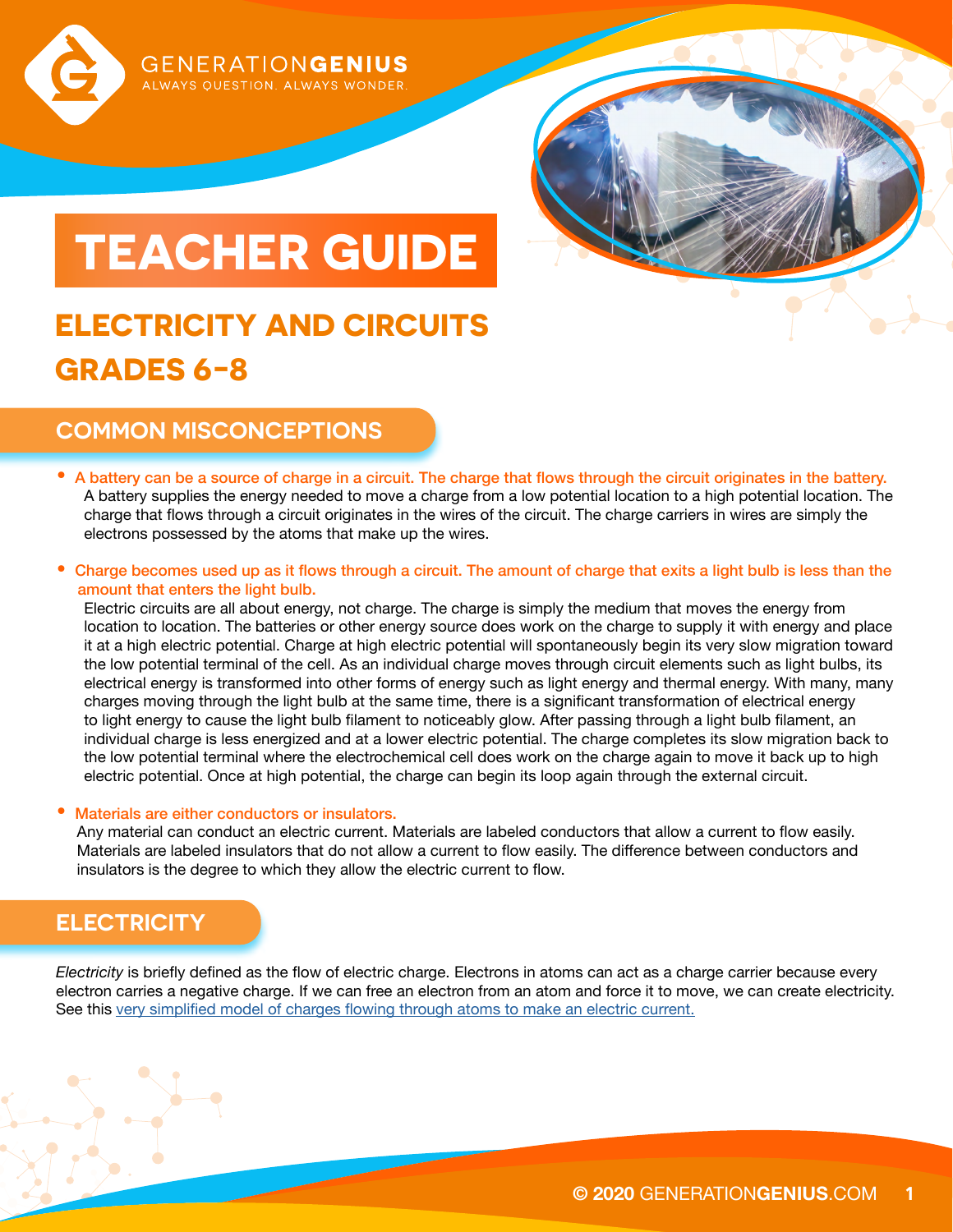# TEACHER GUIDE

## ELECTRICITY AND CIRCUITS
## GRADES 6-8

## COMMON MISCONCEPTIONS

- **A battery can be a source of charge in a circuit. The charge that flows through the circuit originates in the battery.**
  A battery supplies the energy needed to move a charge from a low potential location to a high potential location. The charge that flows through a circuit originates in the wires of the circuit. The charge carriers in wires are simply the electrons possessed by the atoms that make up the wires.

- **Charge becomes used up as it flows through a circuit. The amount of charge that exits a light bulb is less than the amount that enters the light bulb.**
  Electric circuits are all about energy, not charge. The charge is simply the medium that moves the energy from location to location. The batteries or other energy source does work on the charge to supply it with energy and place it at a high electric potential. Charge at high electric potential will spontaneously begin its very slow migration toward the low potential terminal of the cell. As an individual charge moves through circuit elements such as light bulbs, its electrical energy is transformed into other forms of energy such as light energy and thermal energy. With many, many charges moving through the light bulb at the same time, there is a significant transformation of electrical energy to light energy to cause the light bulb filament to noticeably glow. After passing through a light bulb filament, an individual charge is less energized and at a lower electric potential. The charge completes its slow migration back to the low potential terminal where the electrochemical cell does work on the charge again to move it back up to high electric potential. Once at high potential, the charge can begin its loop again through the external circuit.

- **Materials are either conductors or insulators.**
  Any material can conduct an electric current. Materials are labeled conductors that allow a current to flow easily. Materials are labeled insulators that do not allow a current to flow easily. The difference between conductors and insulators is the degree to which they allow the electric current to flow.

## ELECTRICITY

*Electricity* is briefly defined as the flow of electric charge. Electrons in atoms can act as a charge carrier because every electron carries a negative charge. If we can free an electron from an atom and force it to move, we can create electricity. See this very simplified model of charges flowing through atoms to make an electric current.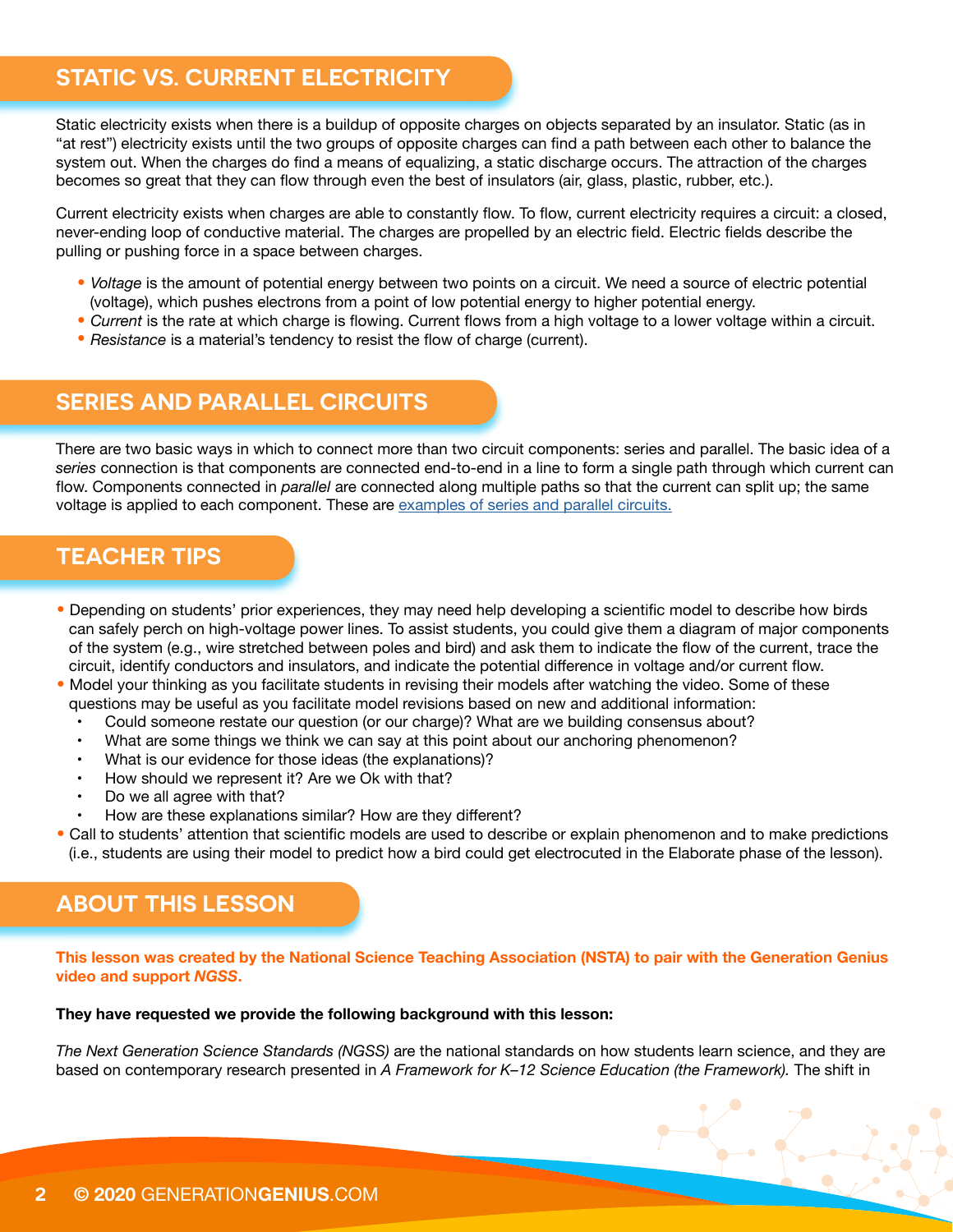## STATIC VS. CURRENT ELECTRICITY

Static electricity exists when there is a buildup of opposite charges on objects separated by an insulator. Static (as in "at rest") electricity exists until the two groups of opposite charges can find a path between each other to balance the system out. When the charges do find a means of equalizing, a static discharge occurs. The attraction of the charges becomes so great that they can flow through even the best of insulators (air, glass, plastic, rubber, etc.).

Current electricity exists when charges are able to constantly flow. To flow, current electricity requires a circuit: a closed, never-ending loop of conductive material. The charges are propelled by an electric field. Electric fields describe the pulling or pushing force in a space between charges.

- *Voltage* is the amount of potential energy between two points on a circuit. We need a source of electric potential (voltage), which pushes electrons from a point of low potential energy to higher potential energy.
- *Current* is the rate at which charge is flowing. Current flows from a high voltage to a lower voltage within a circuit.
- *Resistance* is a material's tendency to resist the flow of charge (current).

## SERIES AND PARALLEL CIRCUITS

There are two basic ways in which to connect more than two circuit components: series and parallel. The basic idea of a *series* connection is that components are connected end-to-end in a line to form a single path through which current can flow. Components connected in *parallel* are connected along multiple paths so that the current can split up; the same voltage is applied to each component. These are examples of series and parallel circuits.

## TEACHER TIPS

- Depending on students' prior experiences, they may need help developing a scientific model to describe how birds can safely perch on high-voltage power lines. To assist students, you could give them a diagram of major components of the system (e.g., wire stretched between poles and bird) and ask them to indicate the flow of the current, trace the circuit, identify conductors and insulators, and indicate the potential difference in voltage and/or current flow.
- Model your thinking as you facilitate students in revising their models after watching the video. Some of these questions may be useful as you facilitate model revisions based on new and additional information:
  - Could someone restate our question (or our charge)? What are we building consensus about?
  - What are some things we think we can say at this point about our anchoring phenomenon?
  - What is our evidence for those ideas (the explanations)?
  - How should we represent it? Are we Ok with that?
  - Do we all agree with that?
  - How are these explanations similar? How are they different?
- Call to students' attention that scientific models are used to describe or explain phenomenon and to make predictions (i.e., students are using their model to predict how a bird could get electrocuted in the Elaborate phase of the lesson).

## ABOUT THIS LESSON

**This lesson was created by the National Science Teaching Association (NSTA) to pair with the Generation Genius video and support *NGSS*.**

**They have requested we provide the following background with this lesson:**

*The Next Generation Science Standards (NGSS)* are the national standards on how students learn science, and they are based on contemporary research presented in *A Framework for K–12 Science Education (the Framework).* The shift in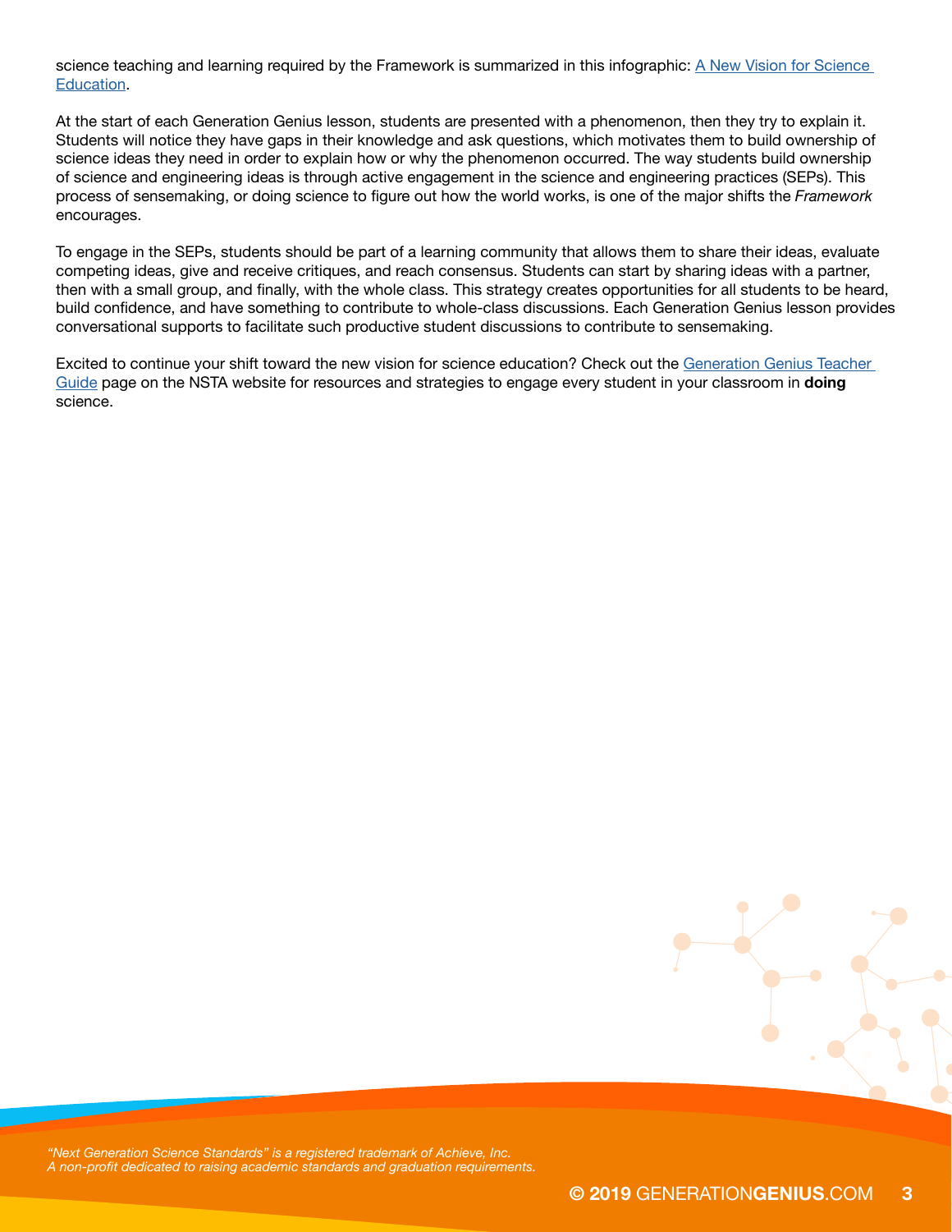science teaching and learning required by the Framework is summarized in this infographic: A New Vision for Science Education.

At the start of each Generation Genius lesson, students are presented with a phenomenon, then they try to explain it. Students will notice they have gaps in their knowledge and ask questions, which motivates them to build ownership of science ideas they need in order to explain how or why the phenomenon occurred. The way students build ownership of science and engineering ideas is through active engagement in the science and engineering practices (SEPs). This process of sensemaking, or doing science to figure out how the world works, is one of the major shifts the *Framework* encourages.

To engage in the SEPs, students should be part of a learning community that allows them to share their ideas, evaluate competing ideas, give and receive critiques, and reach consensus. Students can start by sharing ideas with a partner, then with a small group, and finally, with the whole class. This strategy creates opportunities for all students to be heard, build confidence, and have something to contribute to whole-class discussions. Each Generation Genius lesson provides conversational supports to facilitate such productive student discussions to contribute to sensemaking.

Excited to continue your shift toward the new vision for science education? Check out the Generation Genius Teacher Guide page on the NSTA website for resources and strategies to engage every student in your classroom in **doing** science.

*"Next Generation Science Standards" is a registered trademark of Achieve, Inc.*
*A non-profit dedicated to raising academic standards and graduation requirements.*

**© 2019** GENERATION**GENIUS**.COM